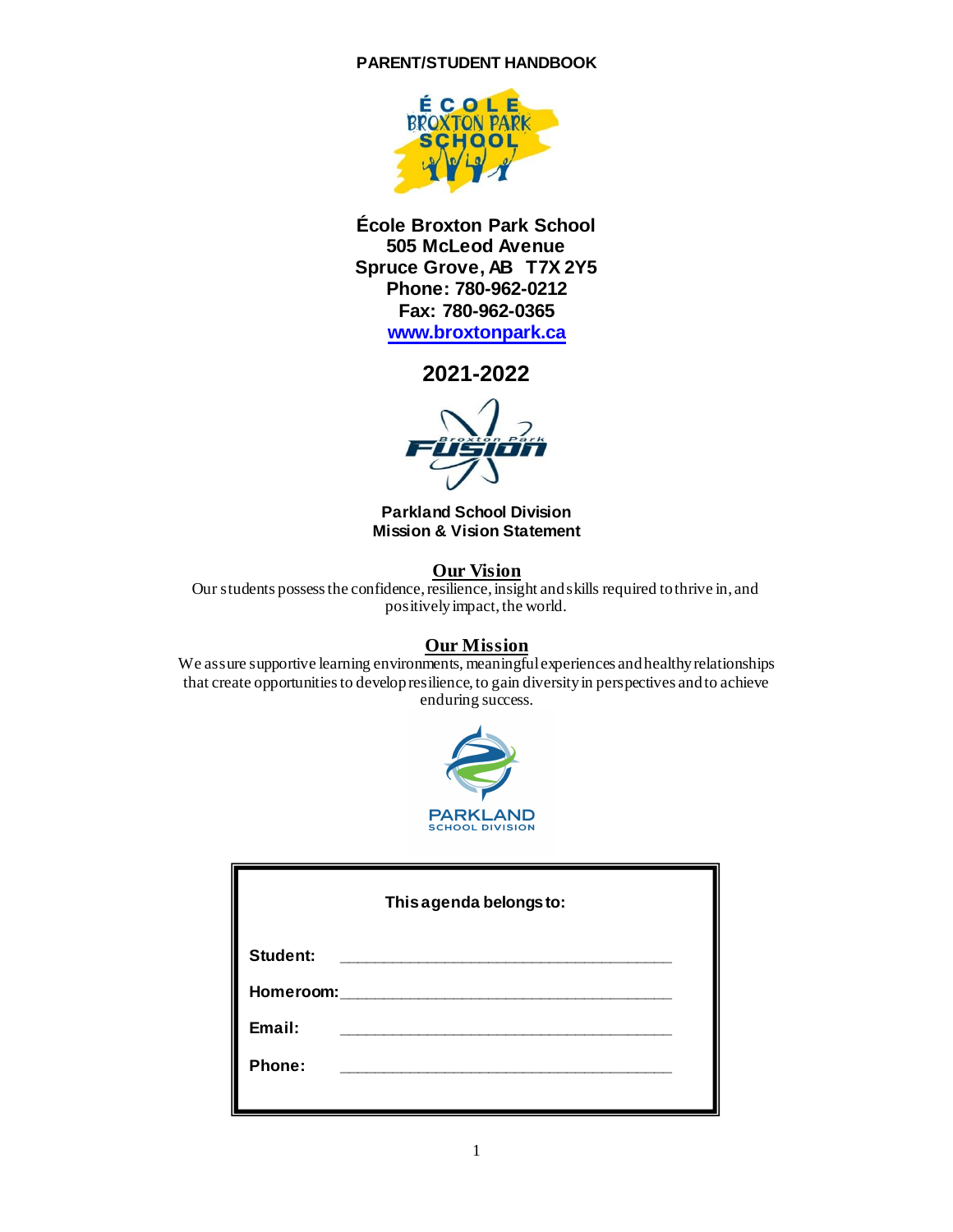# PARENT/STUDENT HANDBOOK

**École Broxton Park School**
**505 McLeod Avenue**
**Spruce Grove, AB T7X 2Y5**
**Phone: 780-962-0212**
**Fax: 780-962-0365**
**[www.broxtonpark.ca](http://www.broxtonpark.ca)**

## 2021-2022

**Parkland School Division**
**Mission & Vision Statement**

### Our Vision

Our students possess the confidence, resilience, insight and skills required to thrive in, and positively impact, the world.

### Our Mission

We assure supportive learning environments, meaningful experiences and healthy relationships that create opportunities to develop resilience, to gain diversity in perspectives and to achieve enduring success.

**This agenda belongs to:**

**Student:** ______________________________________

**Homeroom:** ______________________________________

**Email:** ______________________________________

**Phone:** ______________________________________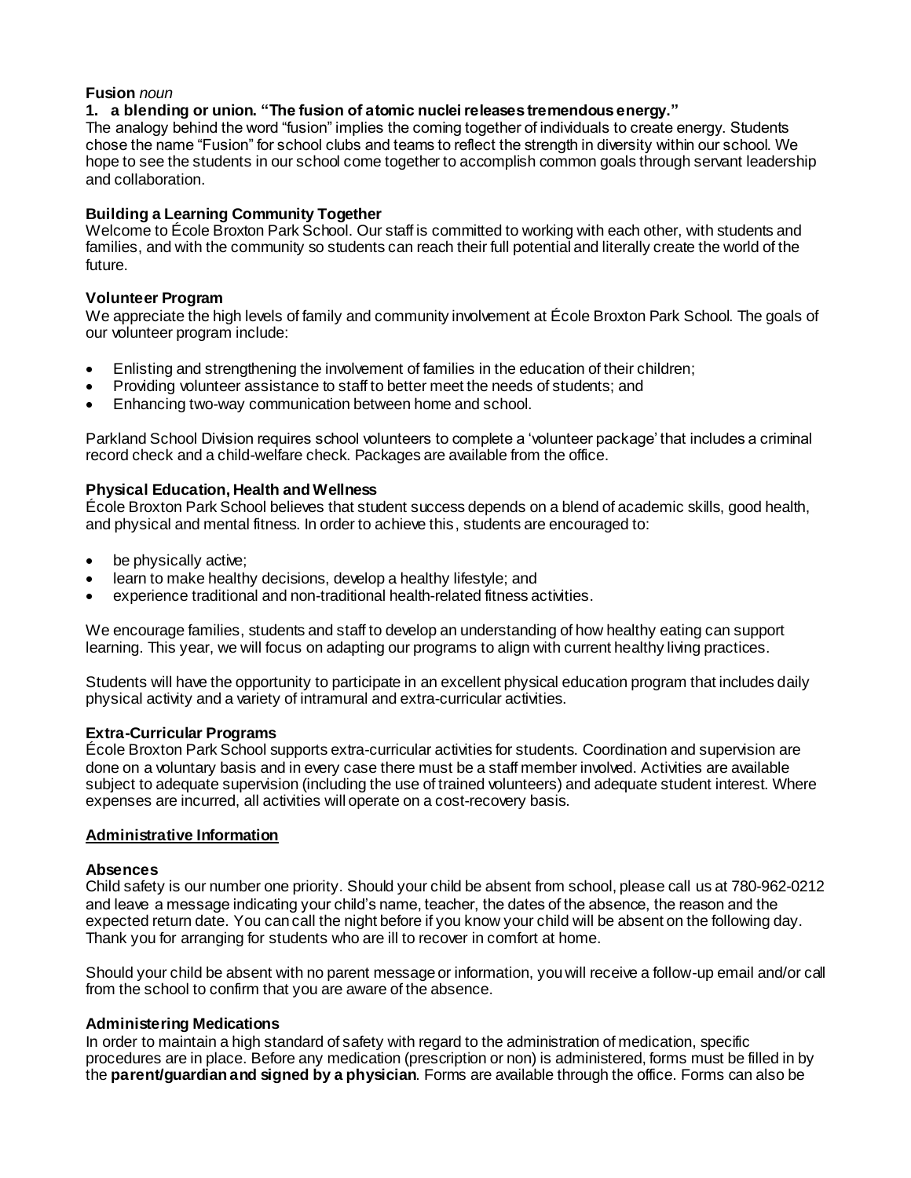**Fusion** *noun*

**1. a blending or union. "The fusion of atomic nuclei releases tremendous energy."**

The analogy behind the word "fusion" implies the coming together of individuals to create energy. Students chose the name "Fusion" for school clubs and teams to reflect the strength in diversity within our school. We hope to see the students in our school come together to accomplish common goals through servant leadership and collaboration.

**Building a Learning Community Together**

Welcome to École Broxton Park School. Our staff is committed to working with each other, with students and families, and with the community so students can reach their full potential and literally create the world of the future.

**Volunteer Program**

We appreciate the high levels of family and community involvement at École Broxton Park School. The goals of our volunteer program include:

- Enlisting and strengthening the involvement of families in the education of their children;
- Providing volunteer assistance to staff to better meet the needs of students; and
- Enhancing two-way communication between home and school.

Parkland School Division requires school volunteers to complete a 'volunteer package' that includes a criminal record check and a child-welfare check. Packages are available from the office.

**Physical Education, Health and Wellness**

École Broxton Park School believes that student success depends on a blend of academic skills, good health, and physical and mental fitness. In order to achieve this, students are encouraged to:

- be physically active;
- learn to make healthy decisions, develop a healthy lifestyle; and
- experience traditional and non-traditional health-related fitness activities.

We encourage families, students and staff to develop an understanding of how healthy eating can support learning. This year, we will focus on adapting our programs to align with current healthy living practices.

Students will have the opportunity to participate in an excellent physical education program that includes daily physical activity and a variety of intramural and extra-curricular activities.

**Extra-Curricular Programs**

École Broxton Park School supports extra-curricular activities for students. Coordination and supervision are done on a voluntary basis and in every case there must be a staff member involved. Activities are available subject to adequate supervision (including the use of trained volunteers) and adequate student interest. Where expenses are incurred, all activities will operate on a cost-recovery basis.

## Administrative Information

**Absences**

Child safety is our number one priority. Should your child be absent from school, please call us at 780-962-0212 and leave a message indicating your child's name, teacher, the dates of the absence, the reason and the expected return date. You can call the night before if you know your child will be absent on the following day. Thank you for arranging for students who are ill to recover in comfort at home.

Should your child be absent with no parent message or information, you will receive a follow-up email and/or call from the school to confirm that you are aware of the absence.

**Administering Medications**

In order to maintain a high standard of safety with regard to the administration of medication, specific procedures are in place. Before any medication (prescription or non) is administered, forms must be filled in by the **parent/guardian and signed by a physician**. Forms are available through the office. Forms can also be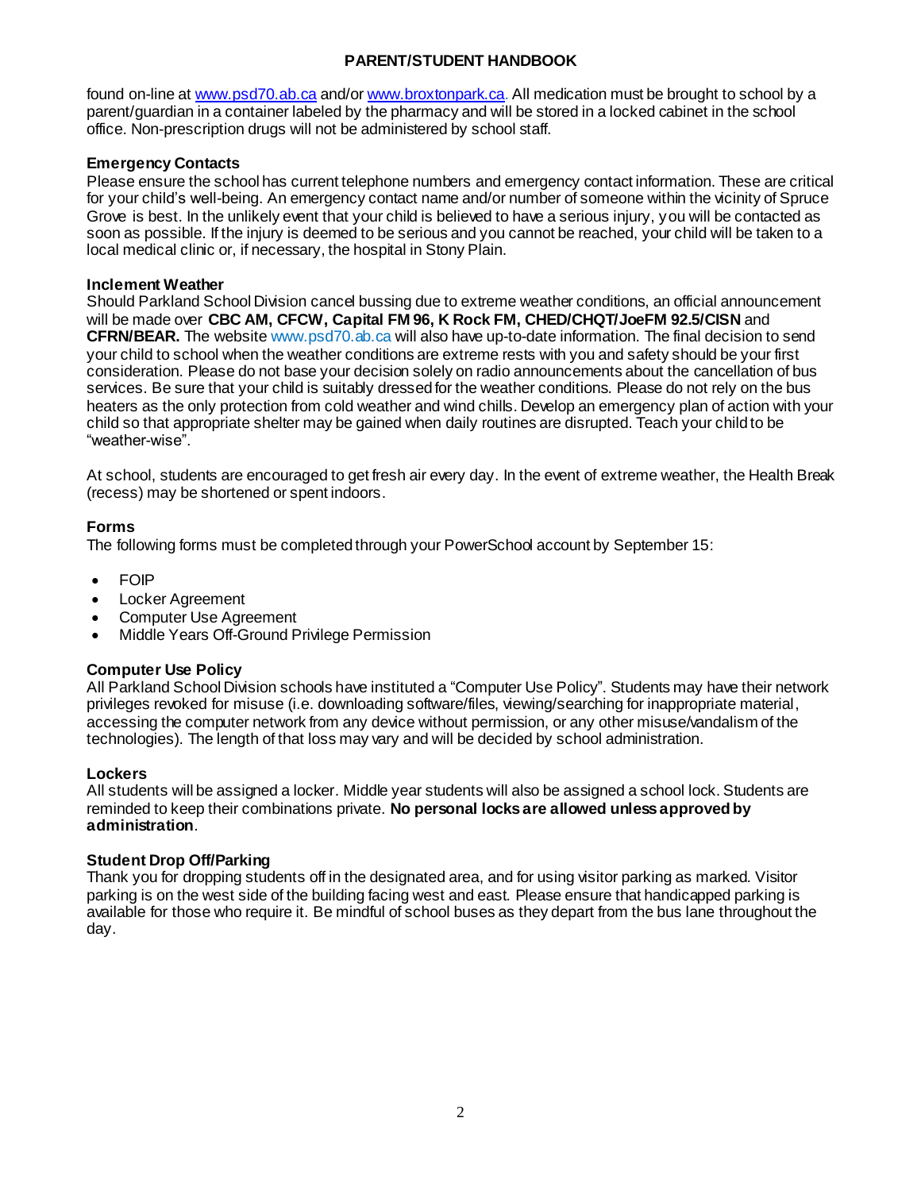found on-line at [www.psd70.ab.ca](http://www.psd70.ab.ca) and/or [www.broxtonpark.ca](http://www.broxtonpark.ca). All medication must be brought to school by a parent/guardian in a container labeled by the pharmacy and will be stored in a locked cabinet in the school office. Non-prescription drugs will not be administered by school staff.

**Emergency Contacts**

Please ensure the school has current telephone numbers and emergency contact information. These are critical for your child's well-being. An emergency contact name and/or number of someone within the vicinity of Spruce Grove is best. In the unlikely event that your child is believed to have a serious injury, you will be contacted as soon as possible. If the injury is deemed to be serious and you cannot be reached, your child will be taken to a local medical clinic or, if necessary, the hospital in Stony Plain.

**Inclement Weather**

Should Parkland School Division cancel bussing due to extreme weather conditions, an official announcement will be made over **CBC AM, CFCW, Capital FM 96, K Rock FM, CHED/CHQT/JoeFM 92.5/CISN** and **CFRN/BEAR.** The website www.psd70.ab.ca will also have up-to-date information. The final decision to send your child to school when the weather conditions are extreme rests with you and safety should be your first consideration. Please do not base your decision solely on radio announcements about the cancellation of bus services. Be sure that your child is suitably dressed for the weather conditions. Please do not rely on the bus heaters as the only protection from cold weather and wind chills. Develop an emergency plan of action with your child so that appropriate shelter may be gained when daily routines are disrupted. Teach your child to be "weather-wise".

At school, students are encouraged to get fresh air every day. In the event of extreme weather, the Health Break (recess) may be shortened or spent indoors.

**Forms**

The following forms must be completed through your PowerSchool account by September 15:

- FOIP
- Locker Agreement
- Computer Use Agreement
- Middle Years Off-Ground Privilege Permission

**Computer Use Policy**

All Parkland School Division schools have instituted a "Computer Use Policy". Students may have their network privileges revoked for misuse (i.e. downloading software/files, viewing/searching for inappropriate material, accessing the computer network from any device without permission, or any other misuse/vandalism of the technologies). The length of that loss may vary and will be decided by school administration.

**Lockers**

All students will be assigned a locker. Middle year students will also be assigned a school lock. Students are reminded to keep their combinations private. **No personal locks are allowed unless approved by administration**.

**Student Drop Off/Parking**

Thank you for dropping students off in the designated area, and for using visitor parking as marked. Visitor parking is on the west side of the building facing west and east. Please ensure that handicapped parking is available for those who require it. Be mindful of school buses as they depart from the bus lane throughout the day.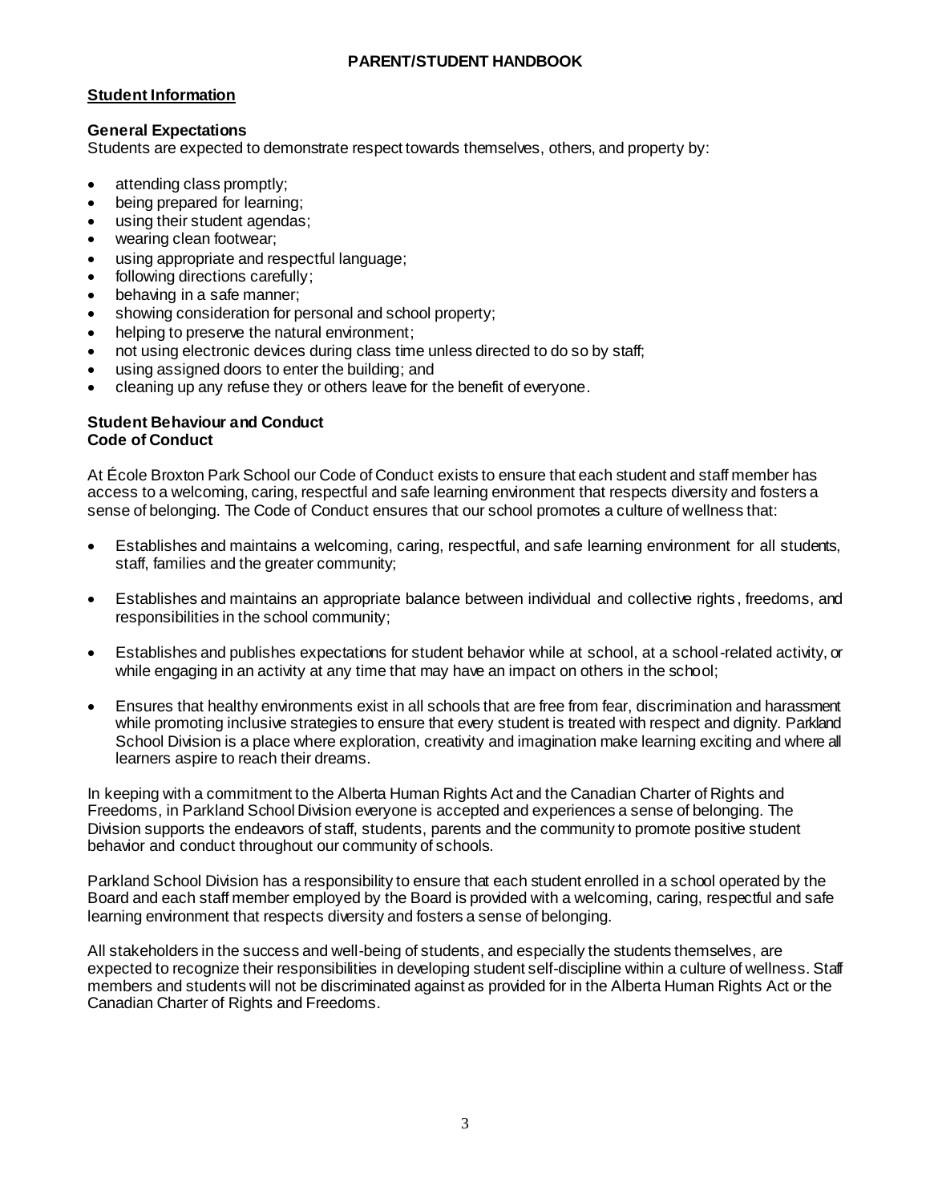# PARENT/STUDENT HANDBOOK

## Student Information

### General Expectations

Students are expected to demonstrate respect towards themselves, others, and property by:

- attending class promptly;
- being prepared for learning;
- using their student agendas;
- wearing clean footwear;
- using appropriate and respectful language;
- following directions carefully;
- behaving in a safe manner;
- showing consideration for personal and school property;
- helping to preserve the natural environment;
- not using electronic devices during class time unless directed to do so by staff;
- using assigned doors to enter the building; and
- cleaning up any refuse they or others leave for the benefit of everyone.

### Student Behaviour and Conduct
### Code of Conduct

At École Broxton Park School our Code of Conduct exists to ensure that each student and staff member has access to a welcoming, caring, respectful and safe learning environment that respects diversity and fosters a sense of belonging. The Code of Conduct ensures that our school promotes a culture of wellness that:

- Establishes and maintains a welcoming, caring, respectful, and safe learning environment for all students, staff, families and the greater community;
- Establishes and maintains an appropriate balance between individual and collective rights, freedoms, and responsibilities in the school community;
- Establishes and publishes expectations for student behavior while at school, at a school-related activity, or while engaging in an activity at any time that may have an impact on others in the school;
- Ensures that healthy environments exist in all schools that are free from fear, discrimination and harassment while promoting inclusive strategies to ensure that every student is treated with respect and dignity. Parkland School Division is a place where exploration, creativity and imagination make learning exciting and where all learners aspire to reach their dreams.

In keeping with a commitment to the Alberta Human Rights Act and the Canadian Charter of Rights and Freedoms, in Parkland School Division everyone is accepted and experiences a sense of belonging. The Division supports the endeavors of staff, students, parents and the community to promote positive student behavior and conduct throughout our community of schools.

Parkland School Division has a responsibility to ensure that each student enrolled in a school operated by the Board and each staff member employed by the Board is provided with a welcoming, caring, respectful and safe learning environment that respects diversity and fosters a sense of belonging.

All stakeholders in the success and well-being of students, and especially the students themselves, are expected to recognize their responsibilities in developing student self-discipline within a culture of wellness. Staff members and students will not be discriminated against as provided for in the Alberta Human Rights Act or the Canadian Charter of Rights and Freedoms.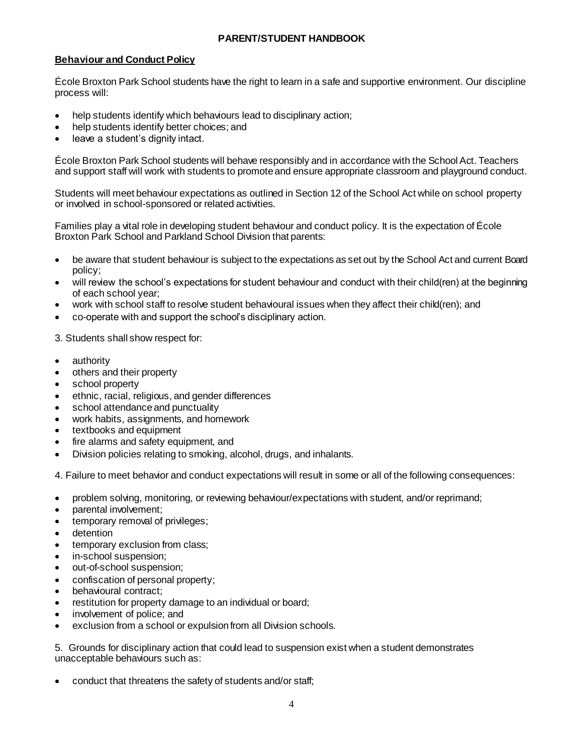## PARENT/STUDENT HANDBOOK

### Behaviour and Conduct Policy

École Broxton Park School students have the right to learn in a safe and supportive environment. Our discipline process will:

- help students identify which behaviours lead to disciplinary action;
- help students identify better choices; and
- leave a student's dignity intact.

École Broxton Park School students will behave responsibly and in accordance with the School Act. Teachers and support staff will work with students to promote and ensure appropriate classroom and playground conduct.

Students will meet behaviour expectations as outlined in Section 12 of the School Act while on school property or involved in school-sponsored or related activities.

Families play a vital role in developing student behaviour and conduct policy. It is the expectation of École Broxton Park School and Parkland School Division that parents:

- be aware that student behaviour is subject to the expectations as set out by the School Act and current Board policy;
- will review the school's expectations for student behaviour and conduct with their child(ren) at the beginning of each school year;
- work with school staff to resolve student behavioural issues when they affect their child(ren); and
- co-operate with and support the school's disciplinary action.

3. Students shall show respect for:

- authority
- others and their property
- school property
- ethnic, racial, religious, and gender differences
- school attendance and punctuality
- work habits, assignments, and homework
- textbooks and equipment
- fire alarms and safety equipment, and
- Division policies relating to smoking, alcohol, drugs, and inhalants.

4. Failure to meet behavior and conduct expectations will result in some or all of the following consequences:

- problem solving, monitoring, or reviewing behaviour/expectations with student, and/or reprimand;
- parental involvement;
- temporary removal of privileges;
- detention
- temporary exclusion from class;
- in-school suspension;
- out-of-school suspension;
- confiscation of personal property;
- behavioural contract;
- restitution for property damage to an individual or board;
- involvement of police; and
- exclusion from a school or expulsion from all Division schools.

5. Grounds for disciplinary action that could lead to suspension exist when a student demonstrates unacceptable behaviours such as:

- conduct that threatens the safety of students and/or staff;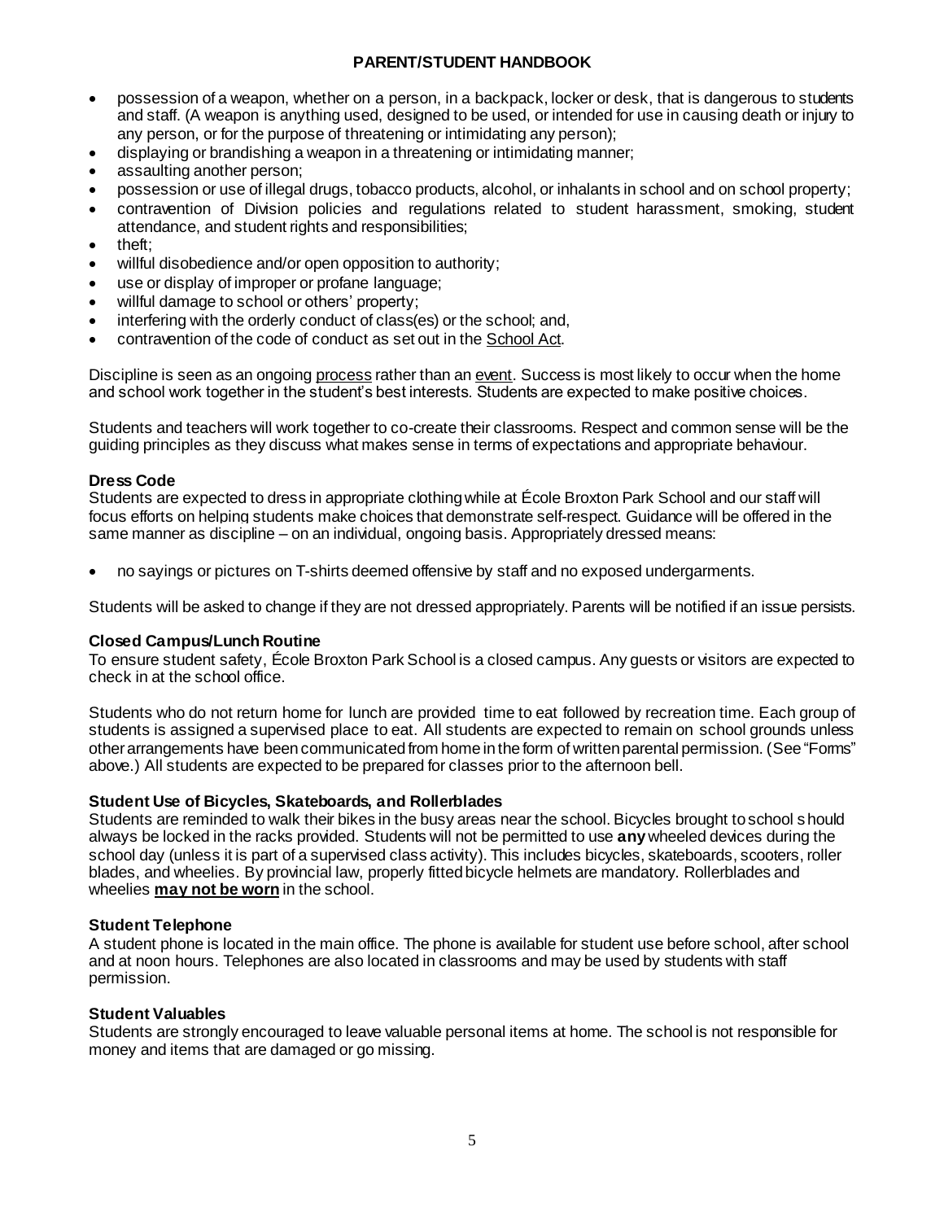- possession of a weapon, whether on a person, in a backpack, locker or desk, that is dangerous to students and staff. (A weapon is anything used, designed to be used, or intended for use in causing death or injury to any person, or for the purpose of threatening or intimidating any person);
- displaying or brandishing a weapon in a threatening or intimidating manner;
- assaulting another person;
- possession or use of illegal drugs, tobacco products, alcohol, or inhalants in school and on school property;
- contravention of Division policies and regulations related to student harassment, smoking, student attendance, and student rights and responsibilities;
- theft;
- willful disobedience and/or open opposition to authority;
- use or display of improper or profane language;
- willful damage to school or others' property;
- interfering with the orderly conduct of class(es) or the school; and,
- contravention of the code of conduct as set out in the School Act.

Discipline is seen as an ongoing process rather than an event. Success is most likely to occur when the home and school work together in the student's best interests. Students are expected to make positive choices.

Students and teachers will work together to co-create their classrooms. Respect and common sense will be the guiding principles as they discuss what makes sense in terms of expectations and appropriate behaviour.

### Dress Code

Students are expected to dress in appropriate clothing while at École Broxton Park School and our staff will focus efforts on helping students make choices that demonstrate self-respect. Guidance will be offered in the same manner as discipline – on an individual, ongoing basis. Appropriately dressed means:

- no sayings or pictures on T-shirts deemed offensive by staff and no exposed undergarments.

Students will be asked to change if they are not dressed appropriately. Parents will be notified if an issue persists.

### Closed Campus/Lunch Routine

To ensure student safety, École Broxton Park School is a closed campus. Any guests or visitors are expected to check in at the school office.

Students who do not return home for lunch are provided time to eat followed by recreation time. Each group of students is assigned a supervised place to eat. All students are expected to remain on school grounds unless other arrangements have been communicated from home in the form of written parental permission. (See "Forms" above.) All students are expected to be prepared for classes prior to the afternoon bell.

### Student Use of Bicycles, Skateboards, and Rollerblades

Students are reminded to walk their bikes in the busy areas near the school. Bicycles brought to school should always be locked in the racks provided. Students will not be permitted to use **any** wheeled devices during the school day (unless it is part of a supervised class activity). This includes bicycles, skateboards, scooters, roller blades, and wheelies. By provincial law, properly fitted bicycle helmets are mandatory. Rollerblades and wheelies **may not be worn** in the school.

### Student Telephone

A student phone is located in the main office. The phone is available for student use before school, after school and at noon hours. Telephones are also located in classrooms and may be used by students with staff permission.

### Student Valuables

Students are strongly encouraged to leave valuable personal items at home. The school is not responsible for money and items that are damaged or go missing.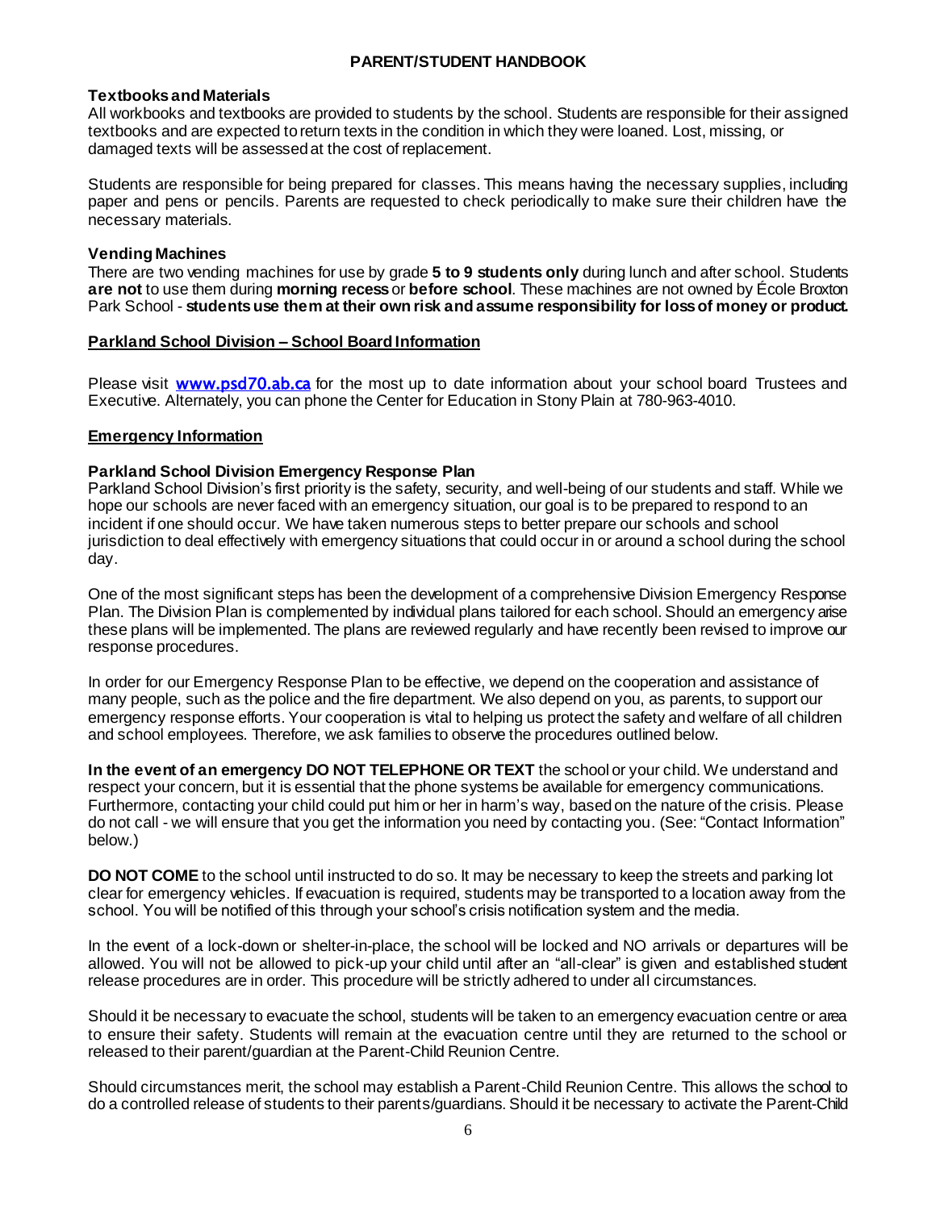**PARENT/STUDENT HANDBOOK**

### Textbooks and Materials

All workbooks and textbooks are provided to students by the school. Students are responsible for their assigned textbooks and are expected to return texts in the condition in which they were loaned. Lost, missing, or damaged texts will be assessed at the cost of replacement.

Students are responsible for being prepared for classes. This means having the necessary supplies, including paper and pens or pencils. Parents are requested to check periodically to make sure their children have the necessary materials.

### Vending Machines

There are two vending machines for use by grade **5 to 9 students only** during lunch and after school. Students **are not** to use them during **morning recess** or **before school**. These machines are not owned by École Broxton Park School - **students use them at their own risk and assume responsibility for loss of money or product.**

## Parkland School Division – School Board Information

Please visit **www.psd70.ab.ca** for the most up to date information about your school board Trustees and Executive. Alternately, you can phone the Center for Education in Stony Plain at 780-963-4010.

## Emergency Information

### Parkland School Division Emergency Response Plan

Parkland School Division's first priority is the safety, security, and well-being of our students and staff. While we hope our schools are never faced with an emergency situation, our goal is to be prepared to respond to an incident if one should occur. We have taken numerous steps to better prepare our schools and school jurisdiction to deal effectively with emergency situations that could occur in or around a school during the school day.

One of the most significant steps has been the development of a comprehensive Division Emergency Response Plan. The Division Plan is complemented by individual plans tailored for each school. Should an emergency arise these plans will be implemented. The plans are reviewed regularly and have recently been revised to improve our response procedures.

In order for our Emergency Response Plan to be effective, we depend on the cooperation and assistance of many people, such as the police and the fire department. We also depend on you, as parents, to support our emergency response efforts. Your cooperation is vital to helping us protect the safety and welfare of all children and school employees. Therefore, we ask families to observe the procedures outlined below.

**In the event of an emergency DO NOT TELEPHONE OR TEXT** the school or your child. We understand and respect your concern, but it is essential that the phone systems be available for emergency communications. Furthermore, contacting your child could put him or her in harm's way, based on the nature of the crisis. Please do not call - we will ensure that you get the information you need by contacting you. (See: "Contact Information" below.)

**DO NOT COME** to the school until instructed to do so. It may be necessary to keep the streets and parking lot clear for emergency vehicles. If evacuation is required, students may be transported to a location away from the school. You will be notified of this through your school's crisis notification system and the media.

In the event of a lock-down or shelter-in-place, the school will be locked and NO arrivals or departures will be allowed. You will not be allowed to pick-up your child until after an "all-clear" is given and established student release procedures are in order. This procedure will be strictly adhered to under all circumstances.

Should it be necessary to evacuate the school, students will be taken to an emergency evacuation centre or area to ensure their safety. Students will remain at the evacuation centre until they are returned to the school or released to their parent/guardian at the Parent-Child Reunion Centre.

Should circumstances merit, the school may establish a Parent-Child Reunion Centre. This allows the school to do a controlled release of students to their parents/guardians. Should it be necessary to activate the Parent-Child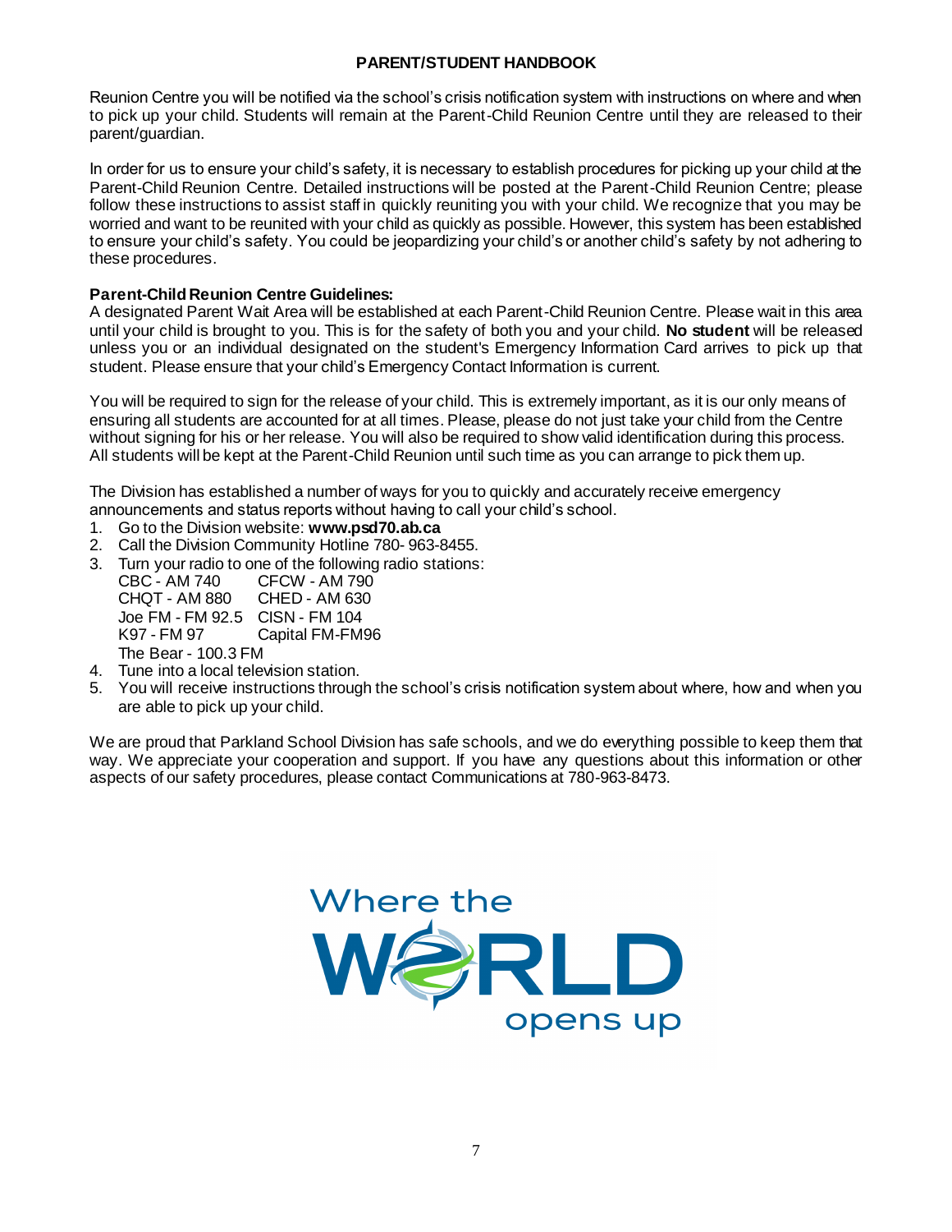Reunion Centre you will be notified via the school's crisis notification system with instructions on where and when to pick up your child. Students will remain at the Parent-Child Reunion Centre until they are released to their parent/guardian.

In order for us to ensure your child's safety, it is necessary to establish procedures for picking up your child at the Parent-Child Reunion Centre. Detailed instructions will be posted at the Parent-Child Reunion Centre; please follow these instructions to assist staff in quickly reuniting you with your child. We recognize that you may be worried and want to be reunited with your child as quickly as possible. However, this system has been established to ensure your child's safety. You could be jeopardizing your child's or another child's safety by not adhering to these procedures.

**Parent-Child Reunion Centre Guidelines:**
A designated Parent Wait Area will be established at each Parent-Child Reunion Centre. Please wait in this area until your child is brought to you. This is for the safety of both you and your child. **No student** will be released unless you or an individual designated on the student's Emergency Information Card arrives to pick up that student. Please ensure that your child's Emergency Contact Information is current.

You will be required to sign for the release of your child. This is extremely important, as it is our only means of ensuring all students are accounted for at all times. Please, please do not just take your child from the Centre without signing for his or her release. You will also be required to show valid identification during this process. All students will be kept at the Parent-Child Reunion until such time as you can arrange to pick them up.

The Division has established a number of ways for you to quickly and accurately receive emergency announcements and status reports without having to call your child's school.

1. Go to the Division website: **www.psd70.ab.ca**
2. Call the Division Community Hotline 780- 963-8455.
3. Turn your radio to one of the following radio stations:
   CBC - AM 740 CFCW - AM 790
   CHQT - AM 880 CHED - AM 630
   Joe FM - FM 92.5 CISN - FM 104
   K97 - FM 97 Capital FM-FM96
   The Bear - 100.3 FM
4. Tune into a local television station.
5. You will receive instructions through the school's crisis notification system about where, how and when you are able to pick up your child.

We are proud that Parkland School Division has safe schools, and we do everything possible to keep them that way. We appreciate your cooperation and support. If you have any questions about this information or other aspects of our safety procedures, please contact Communications at 780-963-8473.

Where the WORLD opens up